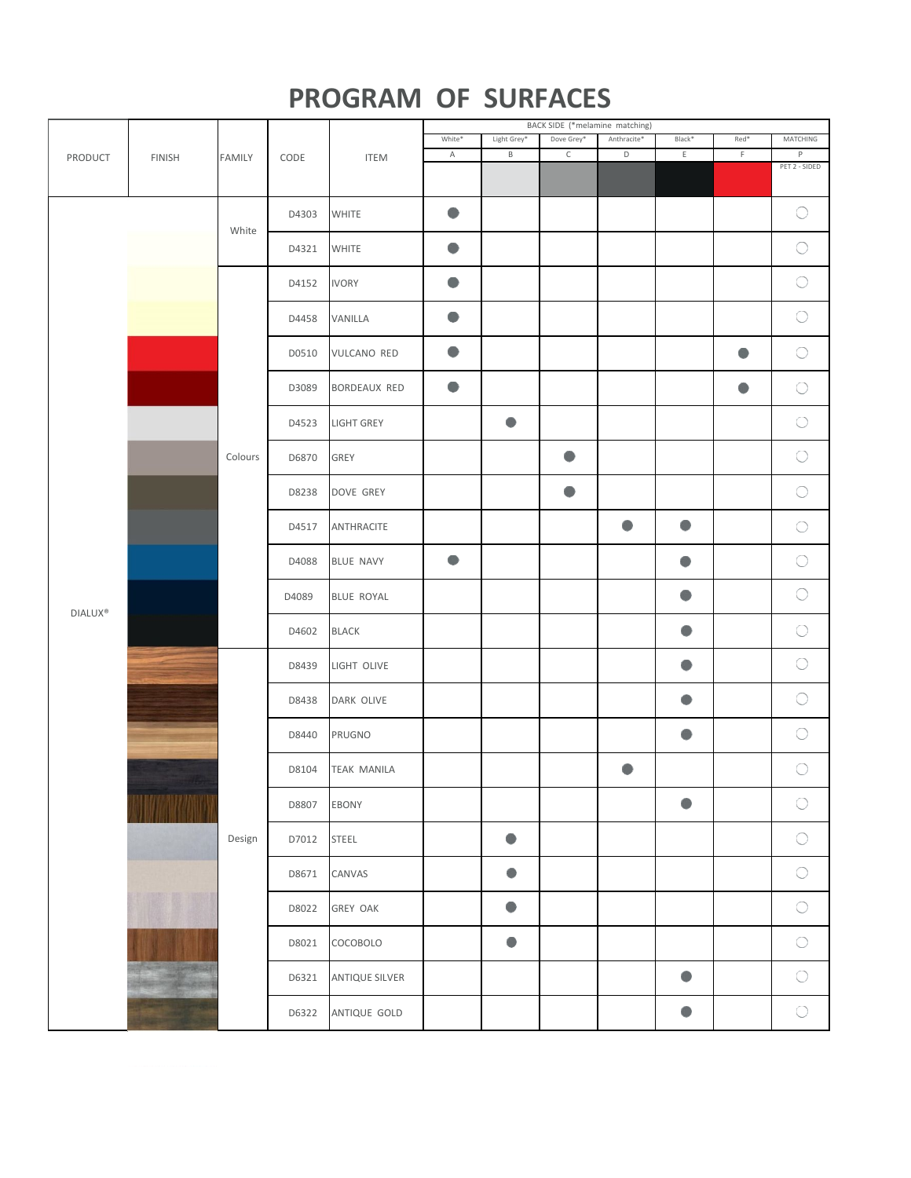# PROGRAM OF SURFACES

| PRODUCT | FINISH | FAMILY | CODE | ITEM | BACK SIDE (*melamine matching) | | | | | | |
|---|---|---|---|---|---|---|---|---|---|---|---|
| | | | | | White* | Light Grey* | Dove Grey* | Anthracite* | Black* | Red* | MATCHING |
| | | | | | A | B | C | D | E | F | P |
| | | | | | | | | | | | PET 2 - SIDED |
| DIALUX® | | White | D4303 | WHITE | ● | | | | | | ○ |
| | | | D4321 | WHITE | ● | | | | | | ○ |
| | | Colours | D4152 | IVORY | ● | | | | | | ○ |
| | | | D4458 | VANILLA | ● | | | | | | ○ |
| | | | D0510 | VULCANO RED | ● | | | | | ● | ○ |
| | | | D3089 | BORDEAUX RED | ● | | | | | ● | ○ |
| | | | D4523 | LIGHT GREY | | ● | | | | | ○ |
| | | | D6870 | GREY | | | ● | | | | ○ |
| | | | D8238 | DOVE GREY | | | ● | | | | ○ |
| | | | D4517 | ANTHRACITE | | | | ● | ● | | ○ |
| | | | D4088 | BLUE NAVY | ● | | | | ● | | ○ |
| | | | D4089 | BLUE ROYAL | | | | | ● | | ○ |
| | | | D4602 | BLACK | | | | | ● | | ○ |
| | | Design | D8439 | LIGHT OLIVE | | | | | ● | | ○ |
| | | | D8438 | DARK OLIVE | | | | | ● | | ○ |
| | | | D8440 | PRUGNO | | | | | ● | | ○ |
| | | | D8104 | TEAK MANILA | | | | ● | | | ○ |
| | | | D8807 | EBONY | | | | | ● | | ○ |
| | | | D7012 | STEEL | | ● | | | | | ○ |
| | | | D8671 | CANVAS | | ● | | | | | ○ |
| | | | D8022 | GREY OAK | | ● | | | | | ○ |
| | | | D8021 | COCOBOLO | | ● | | | | | ○ |
| | | | D6321 | ANTIQUE SILVER | | | | | ● | | ○ |
| | | | D6322 | ANTIQUE GOLD | | | | | ● | | ○ |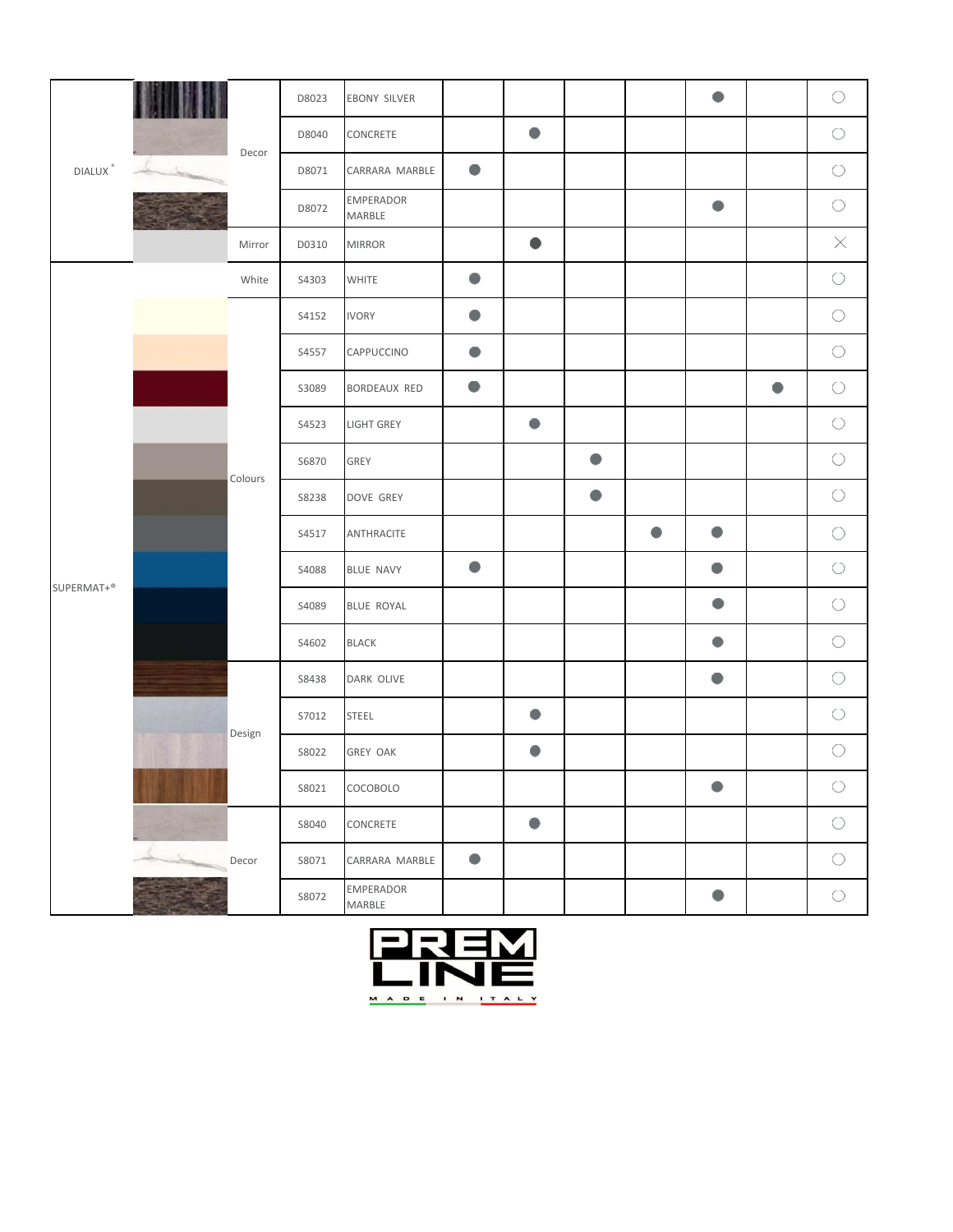| | | Code | Name | | | | | | | |
|---|---|---|---|---|---|---|---|---|---|---|
| DIALUX® | Decor | D8023 | EBONY SILVER | | | | | ● | | ○ |
| | | D8040 | CONCRETE | | ● | | | | | ○ |
| | | D8071 | CARRARA MARBLE | ● | | | | | | ○ |
| | | D8072 | EMPERADOR MARBLE | | | | | ● | | ○ |
| | Mirror | D0310 | MIRROR | | ● | | | | | × |
| SUPERMAT+® | White | S4303 | WHITE | ● | | | | | | ○ |
| | Colours | S4152 | IVORY | ● | | | | | | ○ |
| | | S4557 | CAPPUCCINO | ● | | | | | | ○ |
| | | S3089 | BORDEAUX RED | ● | | | | | ● | ○ |
| | | S4523 | LIGHT GREY | | ● | | | | | ○ |
| | | S6870 | GREY | | | ● | | | | ○ |
| | | S8238 | DOVE GREY | | | ● | | | | ○ |
| | | S4517 | ANTHRACITE | | | | ● | ● | | ○ |
| | | S4088 | BLUE NAVY | ● | | | | ● | | ○ |
| | | S4089 | BLUE ROYAL | | | | | ● | | ○ |
| | | S4602 | BLACK | | | | | ● | | ○ |
| | Design | S8438 | DARK OLIVE | | | | | ● | | ○ |
| | | S7012 | STEEL | | ● | | | | | ○ |
| | | S8022 | GREY OAK | | ● | | | | | ○ |
| | | S8021 | COCOBOLO | | | | | ● | | ○ |
| | Decor | S8040 | CONCRETE | | ● | | | | | ○ |
| | | S8071 | CARRARA MARBLE | ● | | | | | | ○ |
| | | S8072 | EMPERADOR MARBLE | | | | | ● | | ○ |

PREM LINE
MADE IN ITALY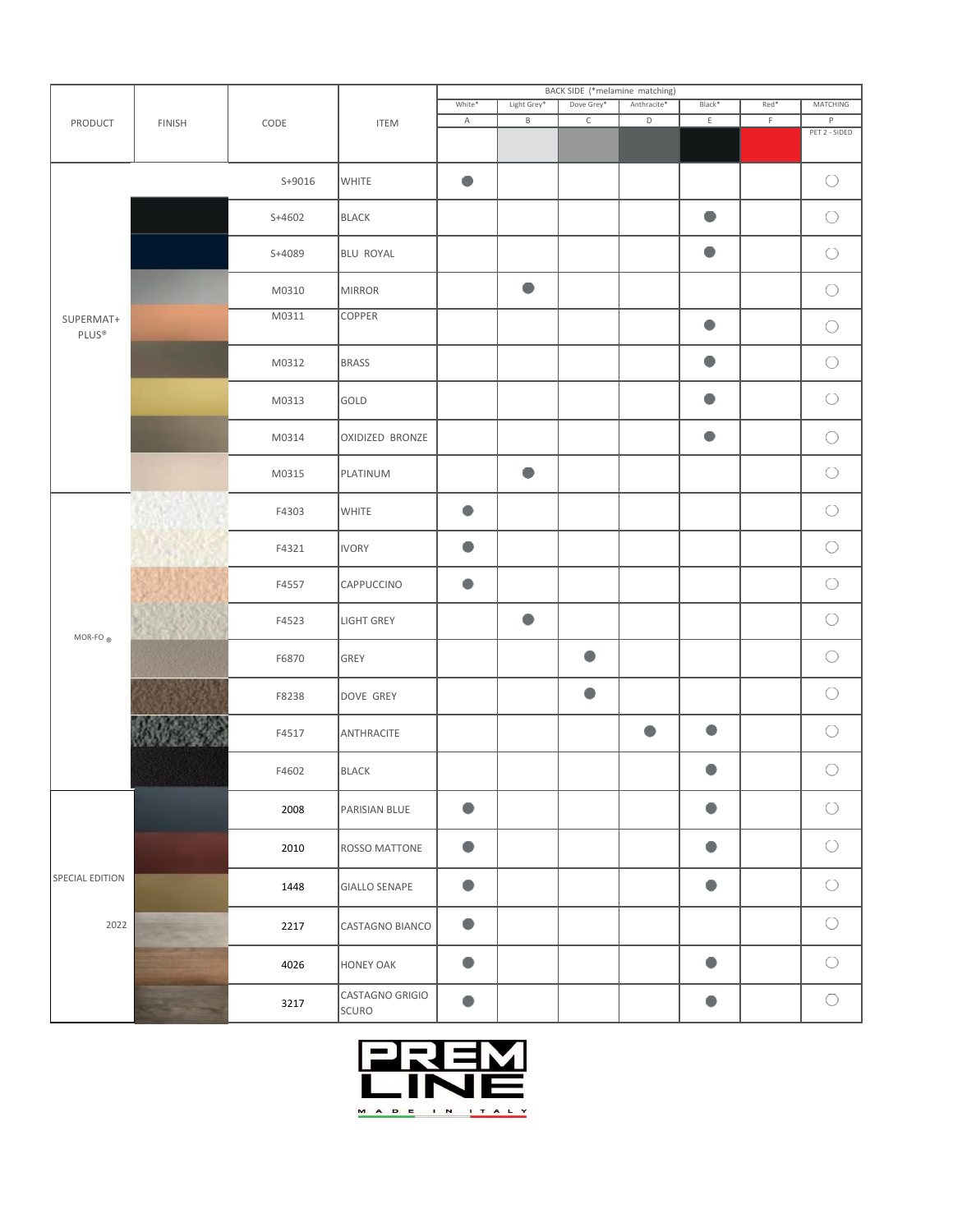| PRODUCT | FINISH | CODE | ITEM | BACK SIDE (*melamine matching) | | | | | | |
|---|---|---|---|---|---|---|---|---|---|---|
| | | | | White* | Light Grey* | Dove Grey* | Anthracite* | Black* | Red* | MATCHING |
| | | | | A | B | C | D | E | F | P |
| | | | | | | | | | | PET 2 - SIDED |
| SUPERMAT+ PLUS® | | S+9016 | WHITE | ● | | | | | | ○ |
| | | S+4602 | BLACK | | | | | ● | | ○ |
| | | S+4089 | BLU ROYAL | | | | | ● | | ○ |
| | | M0310 | MIRROR | | ● | | | | | ○ |
| | | M0311 | COPPER | | | | | ● | | ○ |
| | | M0312 | BRASS | | | | | ● | | ○ |
| | | M0313 | GOLD | | | | | ● | | ○ |
| | | M0314 | OXIDIZED BRONZE | | | | | ● | | ○ |
| | | M0315 | PLATINUM | | ● | | | | | ○ |
| MOR-FO ® | | F4303 | WHITE | ● | | | | | | ○ |
| | | F4321 | IVORY | ● | | | | | | ○ |
| | | F4557 | CAPPUCCINO | ● | | | | | | ○ |
| | | F4523 | LIGHT GREY | | ● | | | | | ○ |
| | | F6870 | GREY | | | ● | | | | ○ |
| | | F8238 | DOVE GREY | | | ● | | | | ○ |
| | | F4517 | ANTHRACITE | | | | ● | ● | | ○ |
| | | F4602 | BLACK | | | | | ● | | ○ |
| SPECIAL EDITION 2022 | | 2008 | PARISIAN BLUE | ● | | | | ● | | ○ |
| | | 2010 | ROSSO MATTONE | ● | | | | ● | | ○ |
| | | 1448 | GIALLO SENAPE | ● | | | | ● | | ○ |
| | | 2217 | CASTAGNO BIANCO | ● | | | | | | ○ |
| | | 4026 | HONEY OAK | ● | | | | ● | | ○ |
| | | 3217 | CASTAGNO GRIGIO SCURO | ● | | | | ● | | ○ |

PREM LINE

MADE IN ITALY